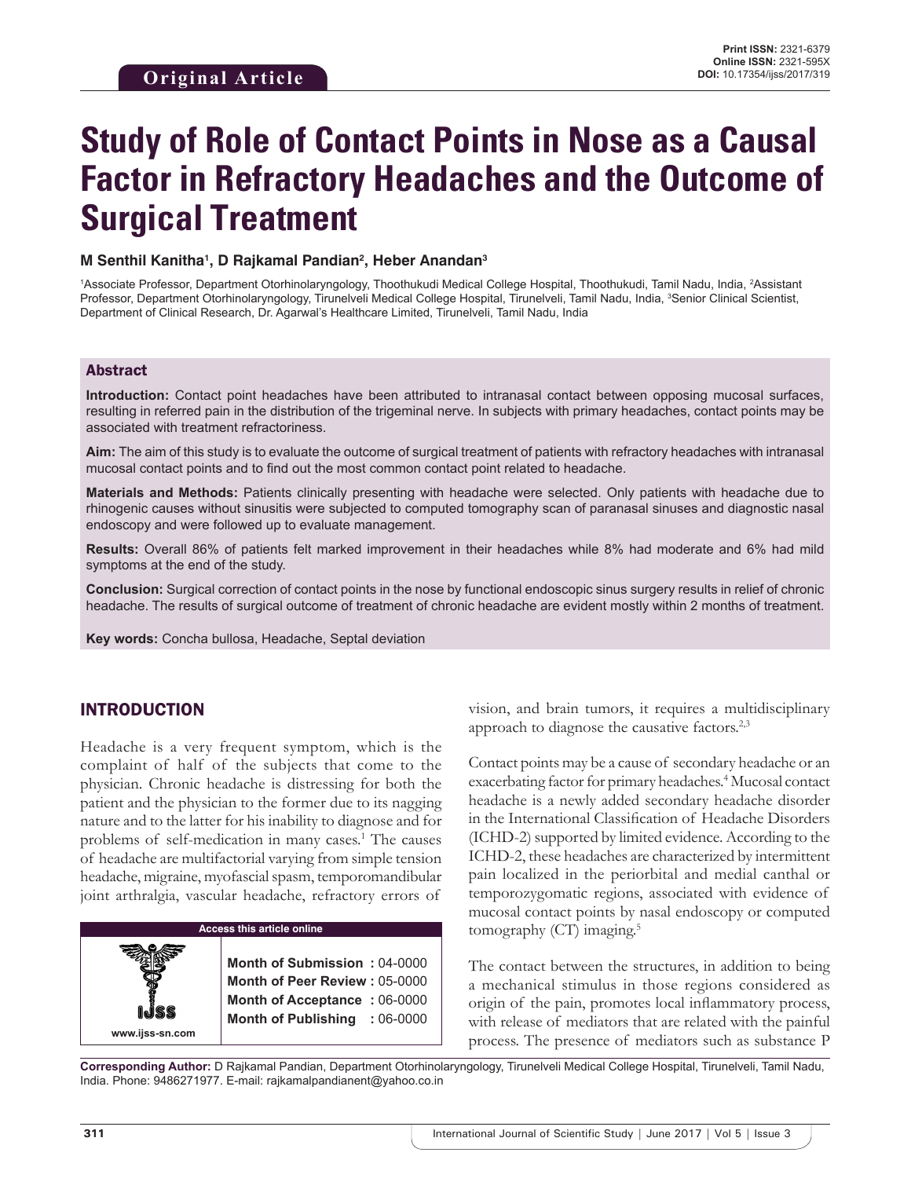Original Article

Print ISSN: 2321-6379
Online ISSN: 2321-595X
DOI: 10.17354/ijss/2017/319

# Study of Role of Contact Points in Nose as a Causal Factor in Refractory Headaches and the Outcome of Surgical Treatment

**M Senthil Kanitha[1], D Rajkamal Pandian[2], Heber Anandan[3]**

[1]Associate Professor, Department Otorhinolaryngology, Thoothukudi Medical College Hospital, Thoothukudi, Tamil Nadu, India, [2]Assistant Professor, Department Otorhinolaryngology, Tirunelveli Medical College Hospital, Tirunelveli, Tamil Nadu, India, [3]Senior Clinical Scientist, Department of Clinical Research, Dr. Agarwal's Healthcare Limited, Tirunelveli, Tamil Nadu, India

## Abstract

**Introduction:** Contact point headaches have been attributed to intranasal contact between opposing mucosal surfaces, resulting in referred pain in the distribution of the trigeminal nerve. In subjects with primary headaches, contact points may be associated with treatment refractoriness.

**Aim:** The aim of this study is to evaluate the outcome of surgical treatment of patients with refractory headaches with intranasal mucosal contact points and to find out the most common contact point related to headache.

**Materials and Methods:** Patients clinically presenting with headache were selected. Only patients with headache due to rhinogenic causes without sinusitis were subjected to computed tomography scan of paranasal sinuses and diagnostic nasal endoscopy and were followed up to evaluate management.

**Results:** Overall 86% of patients felt marked improvement in their headaches while 8% had moderate and 6% had mild symptoms at the end of the study.

**Conclusion:** Surgical correction of contact points in the nose by functional endoscopic sinus surgery results in relief of chronic headache. The results of surgical outcome of treatment of chronic headache are evident mostly within 2 months of treatment.

**Key words:** Concha bullosa, Headache, Septal deviation

## INTRODUCTION

Headache is a very frequent symptom, which is the complaint of half of the subjects that come to the physician. Chronic headache is distressing for both the patient and the physician to the former due to its nagging nature and to the latter for his inability to diagnose and for problems of self-medication in many cases.[1] The causes of headache are multifactorial varying from simple tension headache, migraine, myofascial spasm, temporomandibular joint arthralgia, vascular headache, refractory errors of vision, and brain tumors, it requires a multidisciplinary approach to diagnose the causative factors.[2,3]

Contact points may be a cause of secondary headache or an exacerbating factor for primary headaches.[4] Mucosal contact headache is a newly added secondary headache disorder in the International Classification of Headache Disorders (ICHD-2) supported by limited evidence. According to the ICHD-2, these headaches are characterized by intermittent pain localized in the periorbital and medial canthal or temporozygomatic regions, associated with evidence of mucosal contact points by nasal endoscopy or computed tomography (CT) imaging.[5]

The contact between the structures, in addition to being a mechanical stimulus in those regions considered as origin of the pain, promotes local inflammatory process, with release of mediators that are related with the painful process. The presence of mediators such as substance P

| Access this article online | |
|---|---|
| www.ijss-sn.com | Month of Submission : 04-0000 |
| | Month of Peer Review : 05-0000 |
| | Month of Acceptance : 06-0000 |
| | Month of Publishing : 06-0000 |

**Corresponding Author:** D Rajkamal Pandian, Department Otorhinolaryngology, Tirunelveli Medical College Hospital, Tirunelveli, Tamil Nadu, India. Phone: 9486271977. E-mail: rajkamalpandianent@yahoo.co.in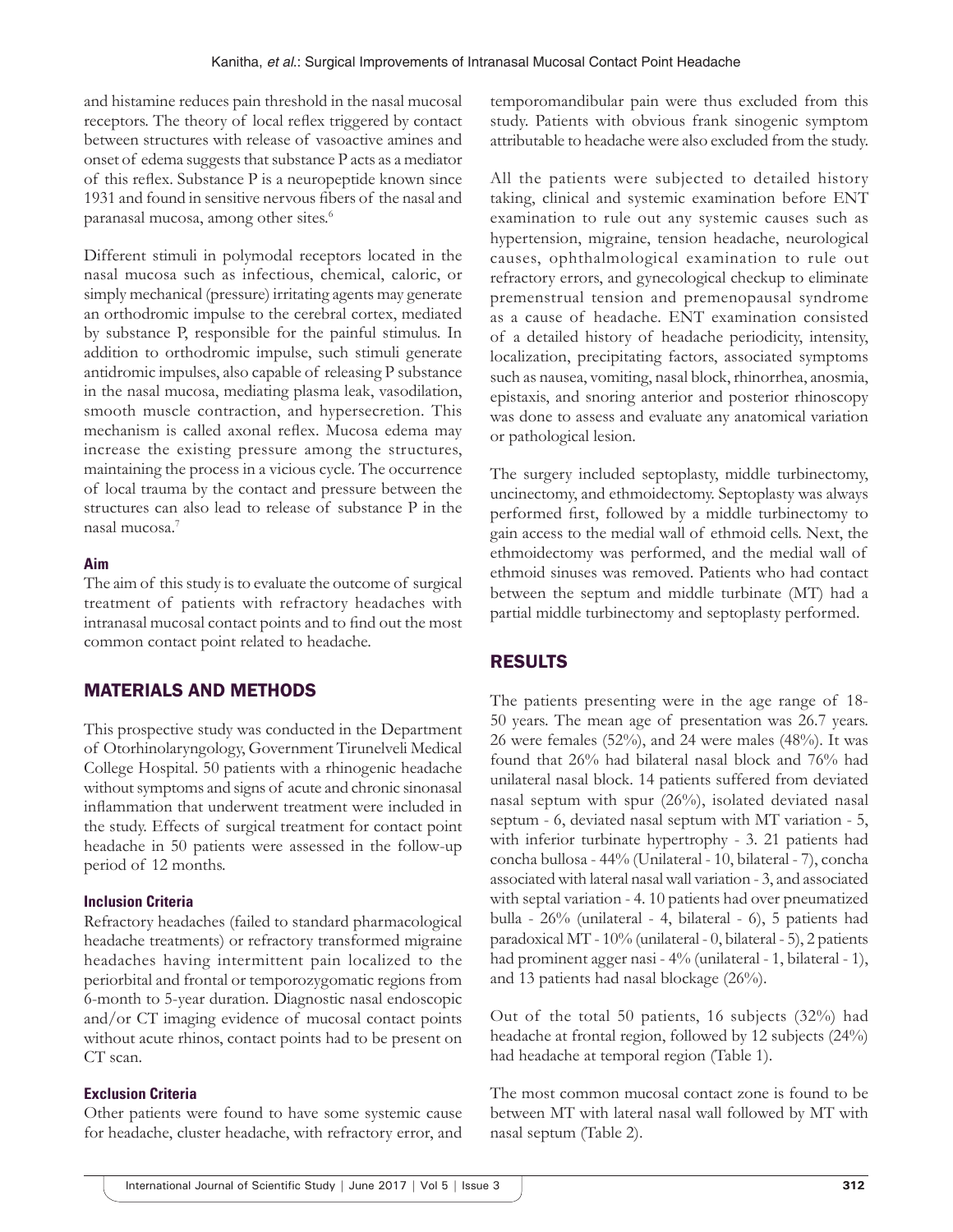and histamine reduces pain threshold in the nasal mucosal receptors. The theory of local reflex triggered by contact between structures with release of vasoactive amines and onset of edema suggests that substance P acts as a mediator of this reflex. Substance P is a neuropeptide known since 1931 and found in sensitive nervous fibers of the nasal and paranasal mucosa, among other sites.[6]

Different stimuli in polymodal receptors located in the nasal mucosa such as infectious, chemical, caloric, or simply mechanical (pressure) irritating agents may generate an orthodromic impulse to the cerebral cortex, mediated by substance P, responsible for the painful stimulus. In addition to orthodromic impulse, such stimuli generate antidromic impulses, also capable of releasing P substance in the nasal mucosa, mediating plasma leak, vasodilation, smooth muscle contraction, and hypersecretion. This mechanism is called axonal reflex. Mucosa edema may increase the existing pressure among the structures, maintaining the process in a vicious cycle. The occurrence of local trauma by the contact and pressure between the structures can also lead to release of substance P in the nasal mucosa.[7]

### Aim

The aim of this study is to evaluate the outcome of surgical treatment of patients with refractory headaches with intranasal mucosal contact points and to find out the most common contact point related to headache.

## MATERIALS AND METHODS

This prospective study was conducted in the Department of Otorhinolaryngology, Government Tirunelveli Medical College Hospital. 50 patients with a rhinogenic headache without symptoms and signs of acute and chronic sinonasal inflammation that underwent treatment were included in the study. Effects of surgical treatment for contact point headache in 50 patients were assessed in the follow-up period of 12 months.

### Inclusion Criteria

Refractory headaches (failed to standard pharmacological headache treatments) or refractory transformed migraine headaches having intermittent pain localized to the periorbital and frontal or temporozygomatic regions from 6-month to 5-year duration. Diagnostic nasal endoscopic and/or CT imaging evidence of mucosal contact points without acute rhinos, contact points had to be present on CT scan.

### Exclusion Criteria

Other patients were found to have some systemic cause for headache, cluster headache, with refractory error, and temporomandibular pain were thus excluded from this study. Patients with obvious frank sinogenic symptom attributable to headache were also excluded from the study.

All the patients were subjected to detailed history taking, clinical and systemic examination before ENT examination to rule out any systemic causes such as hypertension, migraine, tension headache, neurological causes, ophthalmological examination to rule out refractory errors, and gynecological checkup to eliminate premenstrual tension and premenopausal syndrome as a cause of headache. ENT examination consisted of a detailed history of headache periodicity, intensity, localization, precipitating factors, associated symptoms such as nausea, vomiting, nasal block, rhinorrhea, anosmia, epistaxis, and snoring anterior and posterior rhinoscopy was done to assess and evaluate any anatomical variation or pathological lesion.

The surgery included septoplasty, middle turbinectomy, uncinectomy, and ethmoidectomy. Septoplasty was always performed first, followed by a middle turbinectomy to gain access to the medial wall of ethmoid cells. Next, the ethmoidectomy was performed, and the medial wall of ethmoid sinuses was removed. Patients who had contact between the septum and middle turbinate (MT) had a partial middle turbinectomy and septoplasty performed.

## RESULTS

The patients presenting were in the age range of 18-50 years. The mean age of presentation was 26.7 years. 26 were females (52%), and 24 were males (48%). It was found that 26% had bilateral nasal block and 76% had unilateral nasal block. 14 patients suffered from deviated nasal septum with spur (26%), isolated deviated nasal septum - 6, deviated nasal septum with MT variation - 5, with inferior turbinate hypertrophy - 3. 21 patients had concha bullosa - 44% (Unilateral - 10, bilateral - 7), concha associated with lateral nasal wall variation - 3, and associated with septal variation - 4. 10 patients had over pneumatized bulla - 26% (unilateral - 4, bilateral - 6), 5 patients had paradoxical MT - 10% (unilateral - 0, bilateral - 5), 2 patients had prominent agger nasi - 4% (unilateral - 1, bilateral - 1), and 13 patients had nasal blockage (26%).

Out of the total 50 patients, 16 subjects (32%) had headache at frontal region, followed by 12 subjects (24%) had headache at temporal region (Table 1).

The most common mucosal contact zone is found to be between MT with lateral nasal wall followed by MT with nasal septum (Table 2).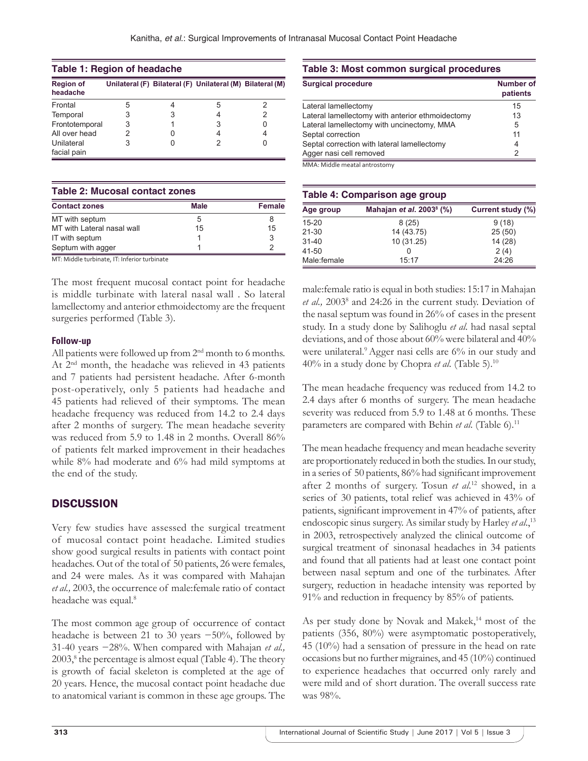**Table 1: Region of headache**

| Region of headache | Unilateral (F) | Bilateral (F) | Unilateral (M) | Bilateral (M) |
|---|---|---|---|---|
| Frontal | 5 | 4 | 5 | 2 |
| Temporal | 3 | 3 | 4 | 2 |
| Frontotemporal | 3 | 1 | 3 | 0 |
| All over head | 2 | 0 | 4 | 4 |
| Unilateral facial pain | 3 | 0 | 2 | 0 |

**Table 2: Mucosal contact zones**

| Contact zones | Male | Female |
|---|---|---|
| MT with septum | 5 | 8 |
| MT with Lateral nasal wall | 15 | 15 |
| IT with septum | 1 | 3 |
| Septum with agger | 1 | 2 |

MT: Middle turbinate, IT: Inferior turbinate

The most frequent mucosal contact point for headache is middle turbinate with lateral nasal wall . So lateral lamellectomy and anterior ethmoidectomy are the frequent surgeries performed (Table 3).

#### Follow-up

All patients were followed up from 2nd month to 6 months. At 2nd month, the headache was relieved in 43 patients and 7 patients had persistent headache. After 6-month post-operatively, only 5 patients had headache and 45 patients had relieved of their symptoms. The mean headache frequency was reduced from 14.2 to 2.4 days after 2 months of surgery. The mean headache severity was reduced from 5.9 to 1.48 in 2 months. Overall 86% of patients felt marked improvement in their headaches while 8% had moderate and 6% had mild symptoms at the end of the study.

## DISCUSSION

Very few studies have assessed the surgical treatment of mucosal contact point headache. Limited studies show good surgical results in patients with contact point headaches. Out of the total of 50 patients, 26 were females, and 24 were males. As it was compared with Mahajan *et al.,* 2003, the occurrence of male:female ratio of contact headache was equal.[8]

The most common age group of occurrence of contact headache is between 21 to 30 years −50%, followed by 31-40 years −28%. When compared with Mahajan *et al.,* 2003,[8] the percentage is almost equal (Table 4). The theory is growth of facial skeleton is completed at the age of 20 years. Hence, the mucosal contact point headache due to anatomical variant is common in these age groups. The male:female ratio is equal in both studies: 15:17 in Mahajan *et al.,* 2003[8] and 24:26 in the current study. Deviation of the nasal septum was found in 26% of cases in the present study. In a study done by Salihoglu *et al.* had nasal septal deviations, and of those about 60% were bilateral and 40% were unilateral.[9] Agger nasi cells are 6% in our study and 40% in a study done by Chopra *et al.* (Table 5).[10]

**Table 3: Most common surgical procedures**

| Surgical procedure | Number of patients |
|---|---|
| Lateral lamellectomy | 15 |
| Lateral lamellectomy with anterior ethmoidectomy | 13 |
| Lateral lamellectomy with uncinectomy, MMA | 5 |
| Septal correction | 11 |
| Septal correction with lateral lamellectomy | 4 |
| Agger nasi cell removed | 2 |

MMA: Middle meatal antrostomy

**Table 4: Comparison age group**

| Age group | Mahajan *et al.* 2003[8] (%) | Current study (%) |
|---|---|---|
| 15-20 | 8 (25) | 9 (18) |
| 21-30 | 14 (43.75) | 25 (50) |
| 31-40 | 10 (31.25) | 14 (28) |
| 41-50 | 0 | 2 (4) |
| Male:female | 15:17 | 24:26 |

The mean headache frequency was reduced from 14.2 to 2.4 days after 6 months of surgery. The mean headache severity was reduced from 5.9 to 1.48 at 6 months. These parameters are compared with Behin *et al.* (Table 6).[11]

The mean headache frequency and mean headache severity are proportionately reduced in both the studies. In our study, in a series of 50 patients, 86% had significant improvement after 2 months of surgery. Tosun *et al.*[12] showed, in a series of 30 patients, total relief was achieved in 43% of patients, significant improvement in 47% of patients, after endoscopic sinus surgery. As similar study by Harley *et al.*,[13] in 2003, retrospectively analyzed the clinical outcome of surgical treatment of sinonasal headaches in 34 patients and found that all patients had at least one contact point between nasal septum and one of the turbinates. After surgery, reduction in headache intensity was reported by 91% and reduction in frequency by 85% of patients.

As per study done by Novak and Makek,[14] most of the patients (356, 80%) were asymptomatic postoperatively, 45 (10%) had a sensation of pressure in the head on rate occasions but no further migraines, and 45 (10%) continued to experience headaches that occurred only rarely and were mild and of short duration. The overall success rate was 98%.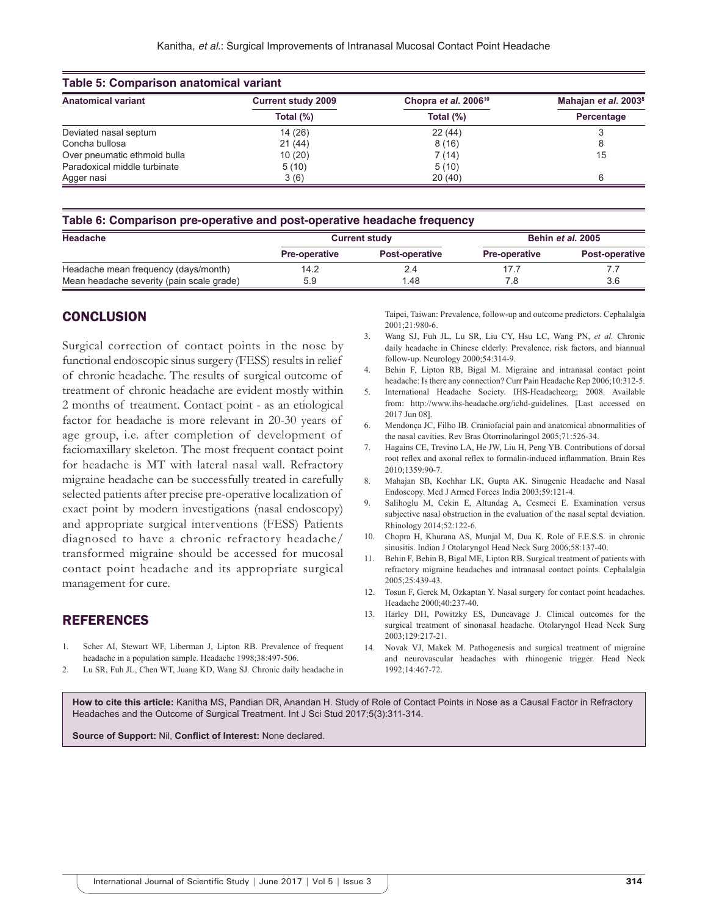**Table 5: Comparison anatomical variant**

| Anatomical variant | Current study 2009 | Chopra *et al.* 2006[10] | Mahajan *et al.* 2003[8] |
|---|---|---|---|
| | Total (%) | Total (%) | Percentage |
| Deviated nasal septum | 14 (26) | 22 (44) | 3 |
| Concha bullosa | 21 (44) | 8 (16) | 8 |
| Over pneumatic ethmoid bulla | 10 (20) | 7 (14) | 15 |
| Paradoxical middle turbinate | 5 (10) | 5 (10) | |
| Agger nasi | 3 (6) | 20 (40) | 6 |

**Table 6: Comparison pre-operative and post-operative headache frequency**

| Headache | Current study | | Behin *et al.* 2005 | |
|---|---|---|---|---|
| | Pre-operative | Post-operative | Pre-operative | Post-operative |
| Headache mean frequency (days/month) | 14.2 | 2.4 | 17.7 | 7.7 |
| Mean headache severity (pain scale grade) | 5.9 | 1.48 | 7.8 | 3.6 |

## CONCLUSION

Surgical correction of contact points in the nose by functional endoscopic sinus surgery (FESS) results in relief of chronic headache. The results of surgical outcome of treatment of chronic headache are evident mostly within 2 months of treatment. Contact point - as an etiological factor for headache is more relevant in 20-30 years of age group, i.e. after completion of development of faciomaxillary skeleton. The most frequent contact point for headache is MT with lateral nasal wall. Refractory migraine headache can be successfully treated in carefully selected patients after precise pre-operative localization of exact point by modern investigations (nasal endoscopy) and appropriate surgical interventions (FESS) Patients diagnosed to have a chronic refractory headache/ transformed migraine should be accessed for mucosal contact point headache and its appropriate surgical management for cure.

## REFERENCES

1. Scher AI, Stewart WF, Liberman J, Lipton RB. Prevalence of frequent headache in a population sample. Headache 1998;38:497-506.
2. Lu SR, Fuh JL, Chen WT, Juang KD, Wang SJ. Chronic daily headache in Taipei, Taiwan: Prevalence, follow-up and outcome predictors. Cephalalgia 2001;21:980-6.
3. Wang SJ, Fuh JL, Lu SR, Liu CY, Hsu LC, Wang PN, *et al.* Chronic daily headache in Chinese elderly: Prevalence, risk factors, and biannual follow-up. Neurology 2000;54:314-9.
4. Behin F, Lipton RB, Bigal M. Migraine and intranasal contact point headache: Is there any connection? Curr Pain Headache Rep 2006;10:312-5.
5. International Headache Society. IHS-Headacheorg; 2008. Available from: http://www.ihs-headache.org/ichd-guidelines. [Last accessed on 2017 Jun 08].
6. Mendonça JC, Filho IB. Craniofacial pain and anatomical abnormalities of the nasal cavities. Rev Bras Otorrinolaringol 2005;71:526-34.
7. Hagains CE, Trevino LA, He JW, Liu H, Peng YB. Contributions of dorsal root reflex and axonal reflex to formalin-induced inflammation. Brain Res 2010;1359:90-7.
8. Mahajan SB, Kochhar LK, Gupta AK. Sinugenic Headache and Nasal Endoscopy. Med J Armed Forces India 2003;59:121-4.
9. Salihoglu M, Cekin E, Altundag A, Cesmeci E. Examination versus subjective nasal obstruction in the evaluation of the nasal septal deviation. Rhinology 2014;52:122-6.
10. Chopra H, Khurana AS, Munjal M, Dua K. Role of F.E.S.S. in chronic sinusitis. Indian J Otolaryngol Head Neck Surg 2006;58:137-40.
11. Behin F, Behin B, Bigal ME, Lipton RB. Surgical treatment of patients with refractory migraine headaches and intranasal contact points. Cephalalgia 2005;25:439-43.
12. Tosun F, Gerek M, Ozkaptan Y. Nasal surgery for contact point headaches. Headache 2000;40:237-40.
13. Harley DH, Powitzky ES, Duncavage J. Clinical outcomes for the surgical treatment of sinonasal headache. Otolaryngol Head Neck Surg 2003;129:217-21.
14. Novak VJ, Makek M. Pathogenesis and surgical treatment of migraine and neurovascular headaches with rhinogenic trigger. Head Neck 1992;14:467-72.

**How to cite this article:** Kanitha MS, Pandian DR, Anandan H. Study of Role of Contact Points in Nose as a Causal Factor in Refractory Headaches and the Outcome of Surgical Treatment. Int J Sci Stud 2017;5(3):311-314.

**Source of Support:** Nil, **Conflict of Interest:** None declared.